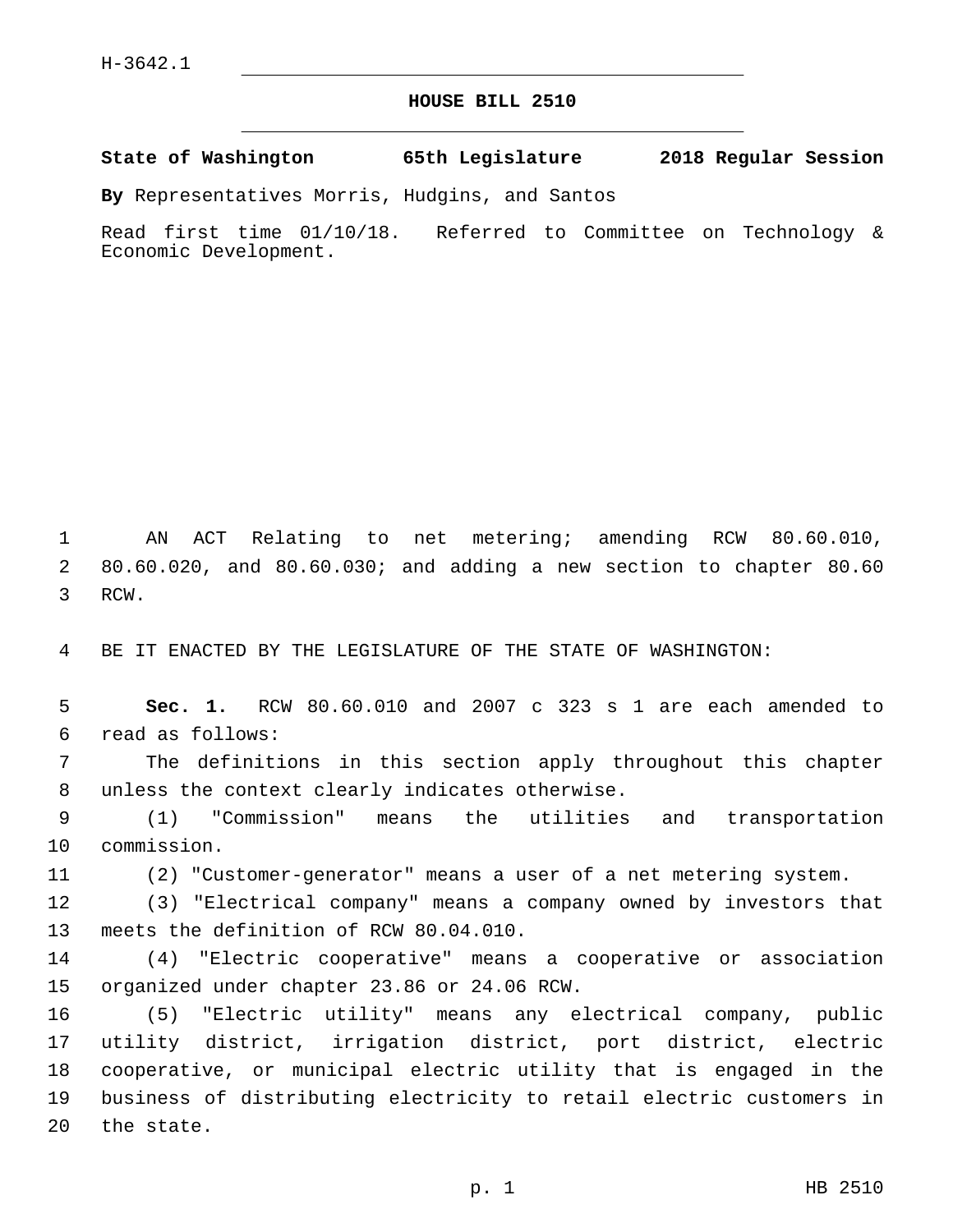H-3642.1

# HOUSE BILL 2510

**State of Washington 65th Legislature 2018 Regular Session**

**By** Representatives Morris, Hudgins, and Santos

Read first time 01/10/18. Referred to Committee on Technology & Economic Development.

AN ACT Relating to net metering; amending RCW 80.60.010, 80.60.020, and 80.60.030; and adding a new section to chapter 80.60 RCW.

BE IT ENACTED BY THE LEGISLATURE OF THE STATE OF WASHINGTON:

**Sec. 1.** RCW 80.60.010 and 2007 c 323 s 1 are each amended to read as follows:

The definitions in this section apply throughout this chapter unless the context clearly indicates otherwise.

(1) "Commission" means the utilities and transportation commission.

(2) "Customer-generator" means a user of a net metering system.

(3) "Electrical company" means a company owned by investors that meets the definition of RCW 80.04.010.

(4) "Electric cooperative" means a cooperative or association organized under chapter 23.86 or 24.06 RCW.

(5) "Electric utility" means any electrical company, public utility district, irrigation district, port district, electric cooperative, or municipal electric utility that is engaged in the business of distributing electricity to retail electric customers in the state.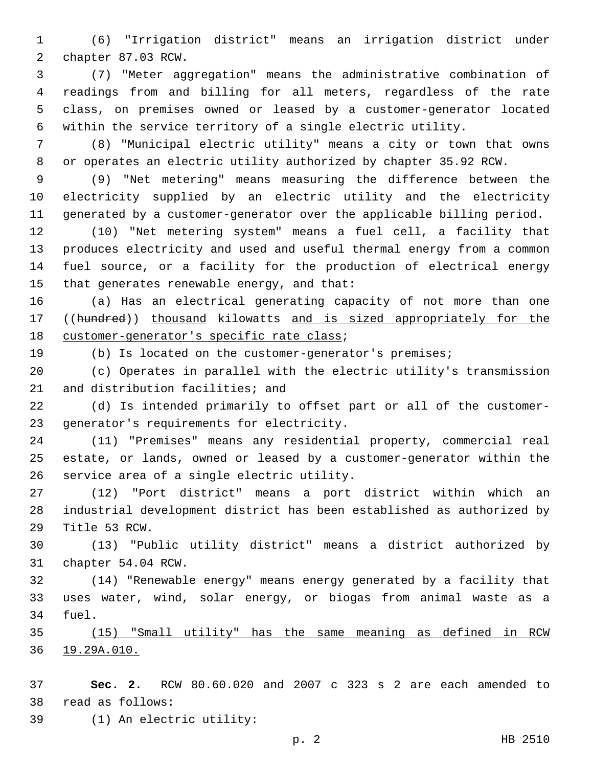(6) "Irrigation district" means an irrigation district under chapter 87.03 RCW.

(7) "Meter aggregation" means the administrative combination of readings from and billing for all meters, regardless of the rate class, on premises owned or leased by a customer-generator located within the service territory of a single electric utility.

(8) "Municipal electric utility" means a city or town that owns or operates an electric utility authorized by chapter 35.92 RCW.

(9) "Net metering" means measuring the difference between the electricity supplied by an electric utility and the electricity generated by a customer-generator over the applicable billing period.

(10) "Net metering system" means a fuel cell, a facility that produces electricity and used and useful thermal energy from a common fuel source, or a facility for the production of electrical energy that generates renewable energy, and that:

(a) Has an electrical generating capacity of not more than one ((~~hundred~~)) <u>thousand</u> kilowatts <u>and is sized appropriately for the customer-generator's specific rate class</u>;

(b) Is located on the customer-generator's premises;

(c) Operates in parallel with the electric utility's transmission and distribution facilities; and

(d) Is intended primarily to offset part or all of the customer-generator's requirements for electricity.

(11) "Premises" means any residential property, commercial real estate, or lands, owned or leased by a customer-generator within the service area of a single electric utility.

(12) "Port district" means a port district within which an industrial development district has been established as authorized by Title 53 RCW.

(13) "Public utility district" means a district authorized by chapter 54.04 RCW.

(14) "Renewable energy" means energy generated by a facility that uses water, wind, solar energy, or biogas from animal waste as a fuel.

<u>(15) "Small utility" has the same meaning as defined in RCW 19.29A.010.</u>

**Sec. 2.** RCW 80.60.020 and 2007 c 323 s 2 are each amended to read as follows:

(1) An electric utility: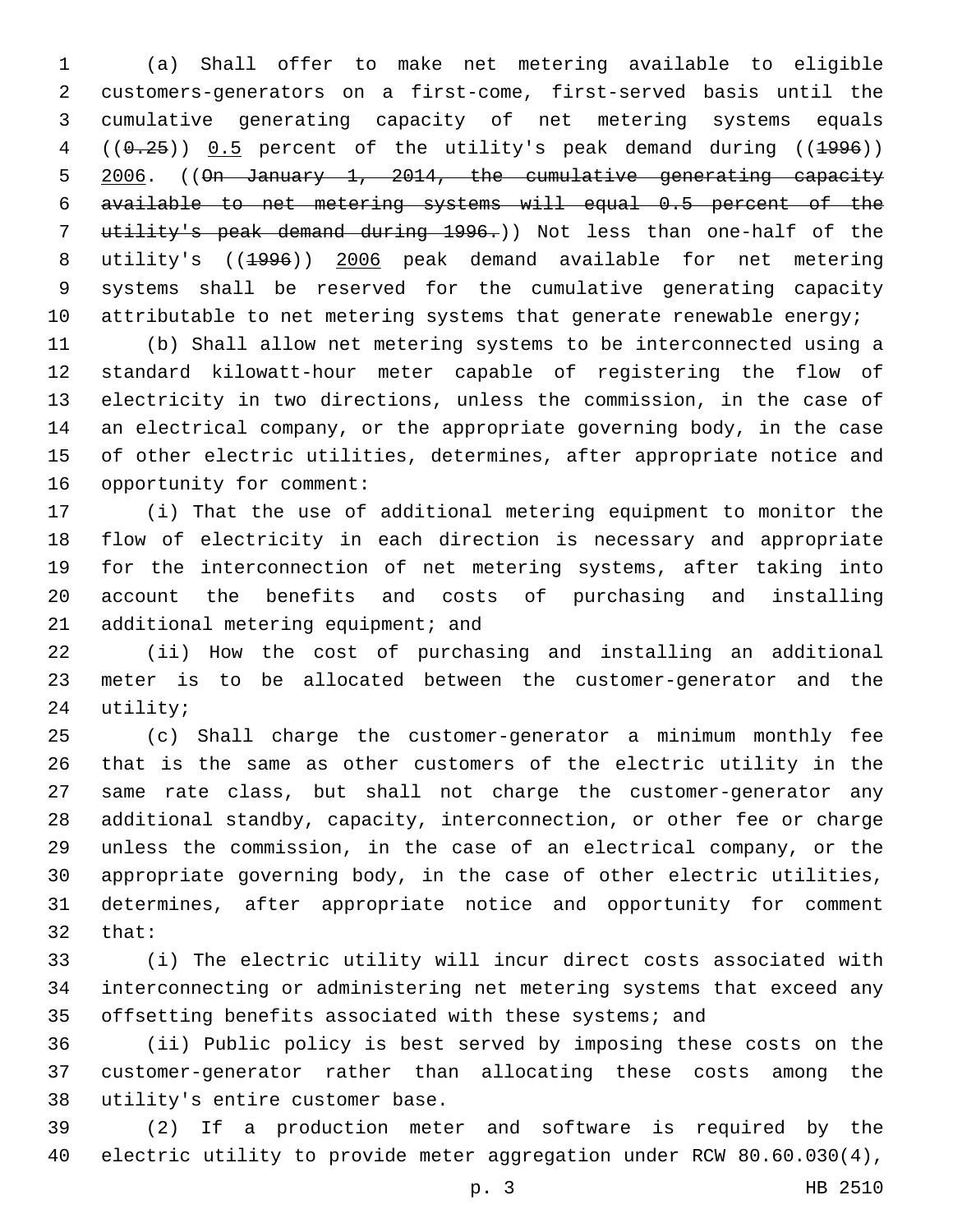(a) Shall offer to make net metering available to eligible customers-generators on a first-come, first-served basis until the cumulative generating capacity of net metering systems equals ((~~0.25~~)) <u>0.5</u> percent of the utility's peak demand during ((~~1996~~)) <u>2006</u>. ((~~On January 1, 2014, the cumulative generating capacity available to net metering systems will equal 0.5 percent of the utility's peak demand during 1996.~~)) Not less than one-half of the utility's ((~~1996~~)) <u>2006</u> peak demand available for net metering systems shall be reserved for the cumulative generating capacity attributable to net metering systems that generate renewable energy;

(b) Shall allow net metering systems to be interconnected using a standard kilowatt-hour meter capable of registering the flow of electricity in two directions, unless the commission, in the case of an electrical company, or the appropriate governing body, in the case of other electric utilities, determines, after appropriate notice and opportunity for comment:

(i) That the use of additional metering equipment to monitor the flow of electricity in each direction is necessary and appropriate for the interconnection of net metering systems, after taking into account the benefits and costs of purchasing and installing additional metering equipment; and

(ii) How the cost of purchasing and installing an additional meter is to be allocated between the customer-generator and the utility;

(c) Shall charge the customer-generator a minimum monthly fee that is the same as other customers of the electric utility in the same rate class, but shall not charge the customer-generator any additional standby, capacity, interconnection, or other fee or charge unless the commission, in the case of an electrical company, or the appropriate governing body, in the case of other electric utilities, determines, after appropriate notice and opportunity for comment that:

(i) The electric utility will incur direct costs associated with interconnecting or administering net metering systems that exceed any offsetting benefits associated with these systems; and

(ii) Public policy is best served by imposing these costs on the customer-generator rather than allocating these costs among the utility's entire customer base.

(2) If a production meter and software is required by the electric utility to provide meter aggregation under RCW 80.60.030(4),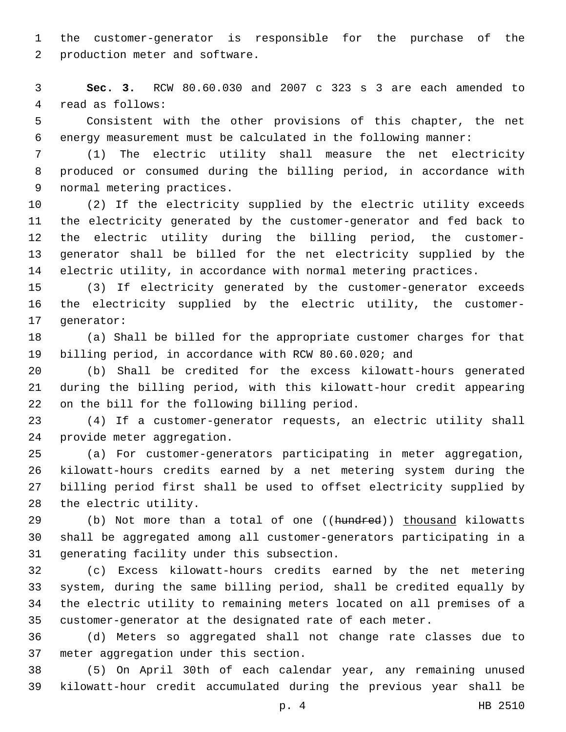the customer-generator is responsible for the purchase of the production meter and software.

**Sec. 3.** RCW 80.60.030 and 2007 c 323 s 3 are each amended to read as follows:

Consistent with the other provisions of this chapter, the net energy measurement must be calculated in the following manner:

(1) The electric utility shall measure the net electricity produced or consumed during the billing period, in accordance with normal metering practices.

(2) If the electricity supplied by the electric utility exceeds the electricity generated by the customer-generator and fed back to the electric utility during the billing period, the customer-generator shall be billed for the net electricity supplied by the electric utility, in accordance with normal metering practices.

(3) If electricity generated by the customer-generator exceeds the electricity supplied by the electric utility, the customer-generator:

(a) Shall be billed for the appropriate customer charges for that billing period, in accordance with RCW 80.60.020; and

(b) Shall be credited for the excess kilowatt-hours generated during the billing period, with this kilowatt-hour credit appearing on the bill for the following billing period.

(4) If a customer-generator requests, an electric utility shall provide meter aggregation.

(a) For customer-generators participating in meter aggregation, kilowatt-hours credits earned by a net metering system during the billing period first shall be used to offset electricity supplied by the electric utility.

(b) Not more than a total of one ((~~hundred~~)) <u>thousand</u> kilowatts shall be aggregated among all customer-generators participating in a generating facility under this subsection.

(c) Excess kilowatt-hours credits earned by the net metering system, during the same billing period, shall be credited equally by the electric utility to remaining meters located on all premises of a customer-generator at the designated rate of each meter.

(d) Meters so aggregated shall not change rate classes due to meter aggregation under this section.

(5) On April 30th of each calendar year, any remaining unused kilowatt-hour credit accumulated during the previous year shall be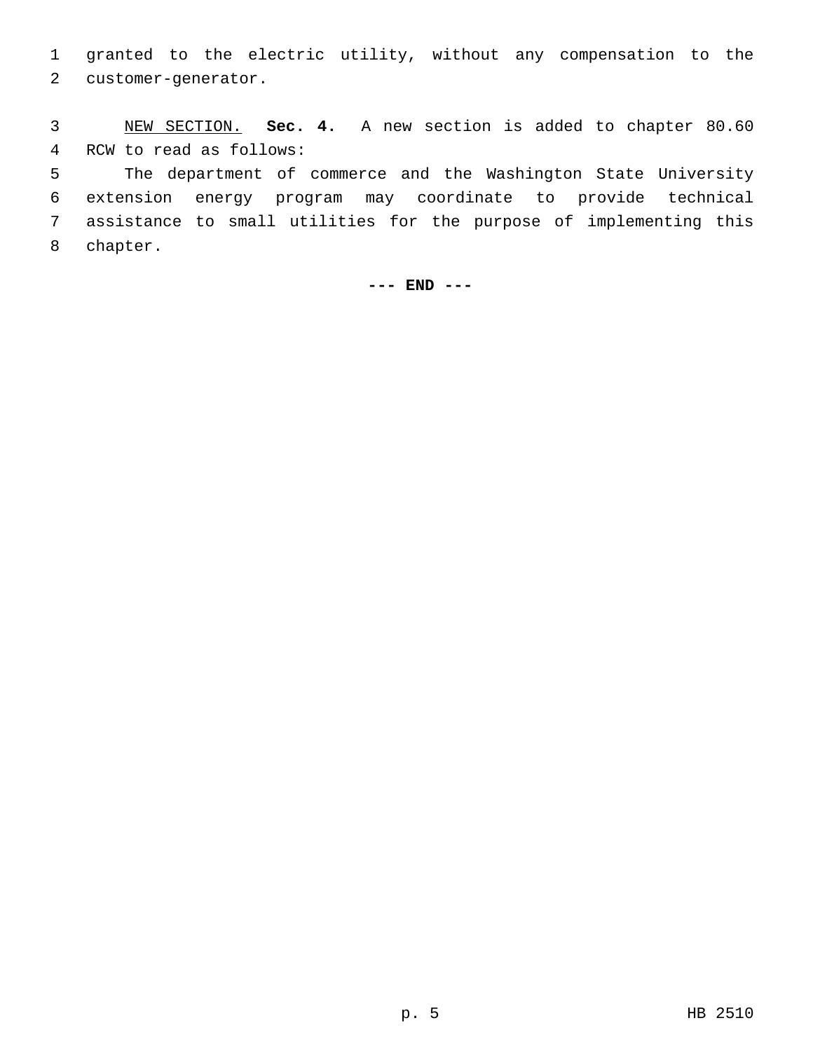granted to the electric utility, without any compensation to the customer-generator.

NEW SECTION. **Sec. 4.** A new section is added to chapter 80.60 RCW to read as follows:

The department of commerce and the Washington State University extension energy program may coordinate to provide technical assistance to small utilities for the purpose of implementing this chapter.

**--- END ---**